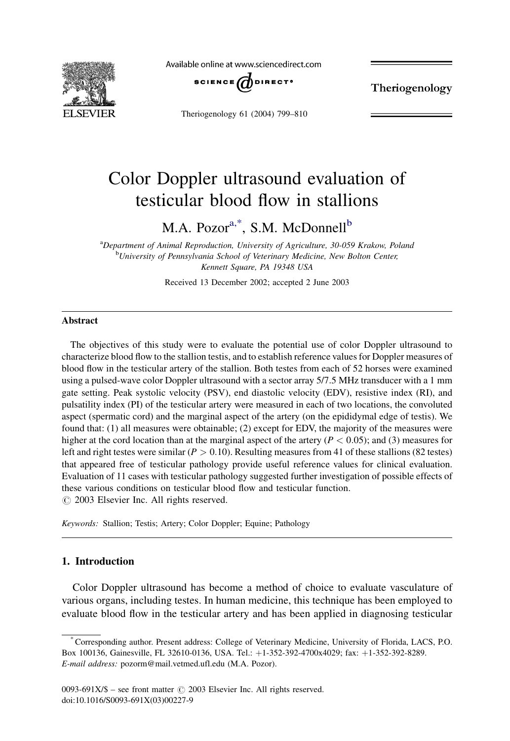# Color Doppler ultrasound evaluation of testicular blood flow in stallions

M.A. Pozor[a,*], S.M. McDonnell[b]

[a]Department of Animal Reproduction, University of Agriculture, 30-059 Krakow, Poland

[b]University of Pennsylvania School of Veterinary Medicine, New Bolton Center, Kennett Square, PA 19348 USA

Received 13 December 2002; accepted 2 June 2003

## Abstract

The objectives of this study were to evaluate the potential use of color Doppler ultrasound to characterize blood flow to the stallion testis, and to establish reference values for Doppler measures of blood flow in the testicular artery of the stallion. Both testes from each of 52 horses were examined using a pulsed-wave color Doppler ultrasound with a sector array 5/7.5 MHz transducer with a 1 mm gate setting. Peak systolic velocity (PSV), end diastolic velocity (EDV), resistive index (RI), and pulsatility index (PI) of the testicular artery were measured in each of two locations, the convoluted aspect (spermatic cord) and the marginal aspect of the artery (on the epididymal edge of testis). We found that: (1) all measures were obtainable; (2) except for EDV, the majority of the measures were higher at the cord location than at the marginal aspect of the artery ($P < 0.05$); and (3) measures for left and right testes were similar ($P > 0.10$). Resulting measures from 41 of these stallions (82 testes) that appeared free of testicular pathology provide useful reference values for clinical evaluation. Evaluation of 11 cases with testicular pathology suggested further investigation of possible effects of these various conditions on testicular blood flow and testicular function.

© 2003 Elsevier Inc. All rights reserved.

*Keywords:* Stallion; Testis; Artery; Color Doppler; Equine; Pathology

## 1. Introduction

Color Doppler ultrasound has become a method of choice to evaluate vasculature of various organs, including testes. In human medicine, this technique has been employed to evaluate blood flow in the testicular artery and has been applied in diagnosing testicular

\* Corresponding author. Present address: College of Veterinary Medicine, University of Florida, LACS, P.O. Box 100136, Gainesville, FL 32610-0136, USA. Tel.: +1-352-392-4700x4029; fax: +1-352-392-8289.
*E-mail address:* pozorm@mail.vetmed.ufl.edu (M.A. Pozor).

0093-691X/$ – see front matter © 2003 Elsevier Inc. All rights reserved.
doi:10.1016/S0093-691X(03)00227-9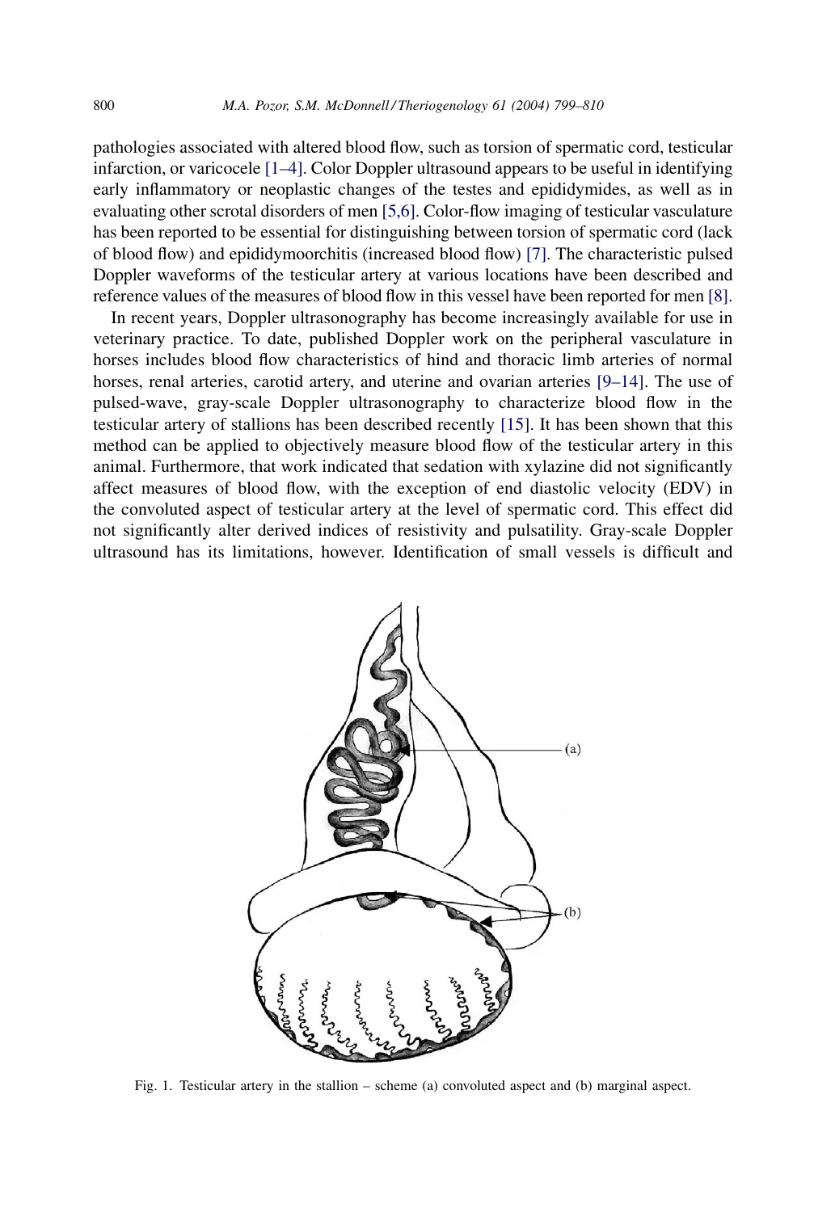pathologies associated with altered blood flow, such as torsion of spermatic cord, testicular infarction, or varicocele [1–4]. Color Doppler ultrasound appears to be useful in identifying early inflammatory or neoplastic changes of the testes and epididymides, as well as in evaluating other scrotal disorders of men [5,6]. Color-flow imaging of testicular vasculature has been reported to be essential for distinguishing between torsion of spermatic cord (lack of blood flow) and epididymoorchitis (increased blood flow) [7]. The characteristic pulsed Doppler waveforms of the testicular artery at various locations have been described and reference values of the measures of blood flow in this vessel have been reported for men [8].

In recent years, Doppler ultrasonography has become increasingly available for use in veterinary practice. To date, published Doppler work on the peripheral vasculature in horses includes blood flow characteristics of hind and thoracic limb arteries of normal horses, renal arteries, carotid artery, and uterine and ovarian arteries [9–14]. The use of pulsed-wave, gray-scale Doppler ultrasonography to characterize blood flow in the testicular artery of stallions has been described recently [15]. It has been shown that this method can be applied to objectively measure blood flow of the testicular artery in this animal. Furthermore, that work indicated that sedation with xylazine did not significantly affect measures of blood flow, with the exception of end diastolic velocity (EDV) in the convoluted aspect of testicular artery at the level of spermatic cord. This effect did not significantly alter derived indices of resistivity and pulsatility. Gray-scale Doppler ultrasound has its limitations, however. Identification of small vessels is difficult and

Fig. 1. Testicular artery in the stallion – scheme (a) convoluted aspect and (b) marginal aspect.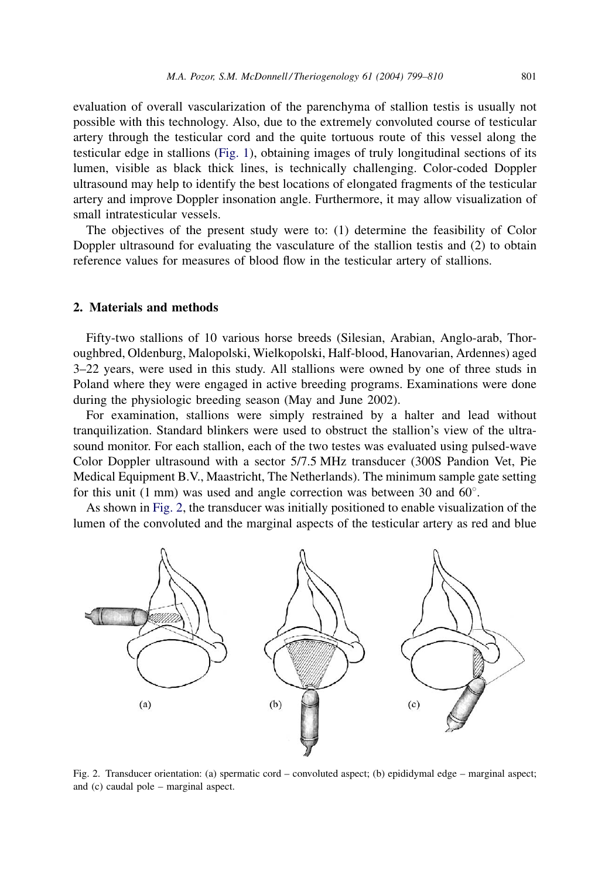evaluation of overall vascularization of the parenchyma of stallion testis is usually not possible with this technology. Also, due to the extremely convoluted course of testicular artery through the testicular cord and the quite tortuous route of this vessel along the testicular edge in stallions (Fig. 1), obtaining images of truly longitudinal sections of its lumen, visible as black thick lines, is technically challenging. Color-coded Doppler ultrasound may help to identify the best locations of elongated fragments of the testicular artery and improve Doppler insonation angle. Furthermore, it may allow visualization of small intratesticular vessels.

The objectives of the present study were to: (1) determine the feasibility of Color Doppler ultrasound for evaluating the vasculature of the stallion testis and (2) to obtain reference values for measures of blood flow in the testicular artery of stallions.

## 2. Materials and methods

Fifty-two stallions of 10 various horse breeds (Silesian, Arabian, Anglo-arab, Thoroughbred, Oldenburg, Malopolski, Wielkopolski, Half-blood, Hanovarian, Ardennes) aged 3–22 years, were used in this study. All stallions were owned by one of three studs in Poland where they were engaged in active breeding programs. Examinations were done during the physiologic breeding season (May and June 2002).

For examination, stallions were simply restrained by a halter and lead without tranquilization. Standard blinkers were used to obstruct the stallion's view of the ultrasound monitor. For each stallion, each of the two testes was evaluated using pulsed-wave Color Doppler ultrasound with a sector 5/7.5 MHz transducer (300S Pandion Vet, Pie Medical Equipment B.V., Maastricht, The Netherlands). The minimum sample gate setting for this unit (1 mm) was used and angle correction was between 30 and 60°.

As shown in Fig. 2, the transducer was initially positioned to enable visualization of the lumen of the convoluted and the marginal aspects of the testicular artery as red and blue

Fig. 2. Transducer orientation: (a) spermatic cord – convoluted aspect; (b) epididymal edge – marginal aspect; and (c) caudal pole – marginal aspect.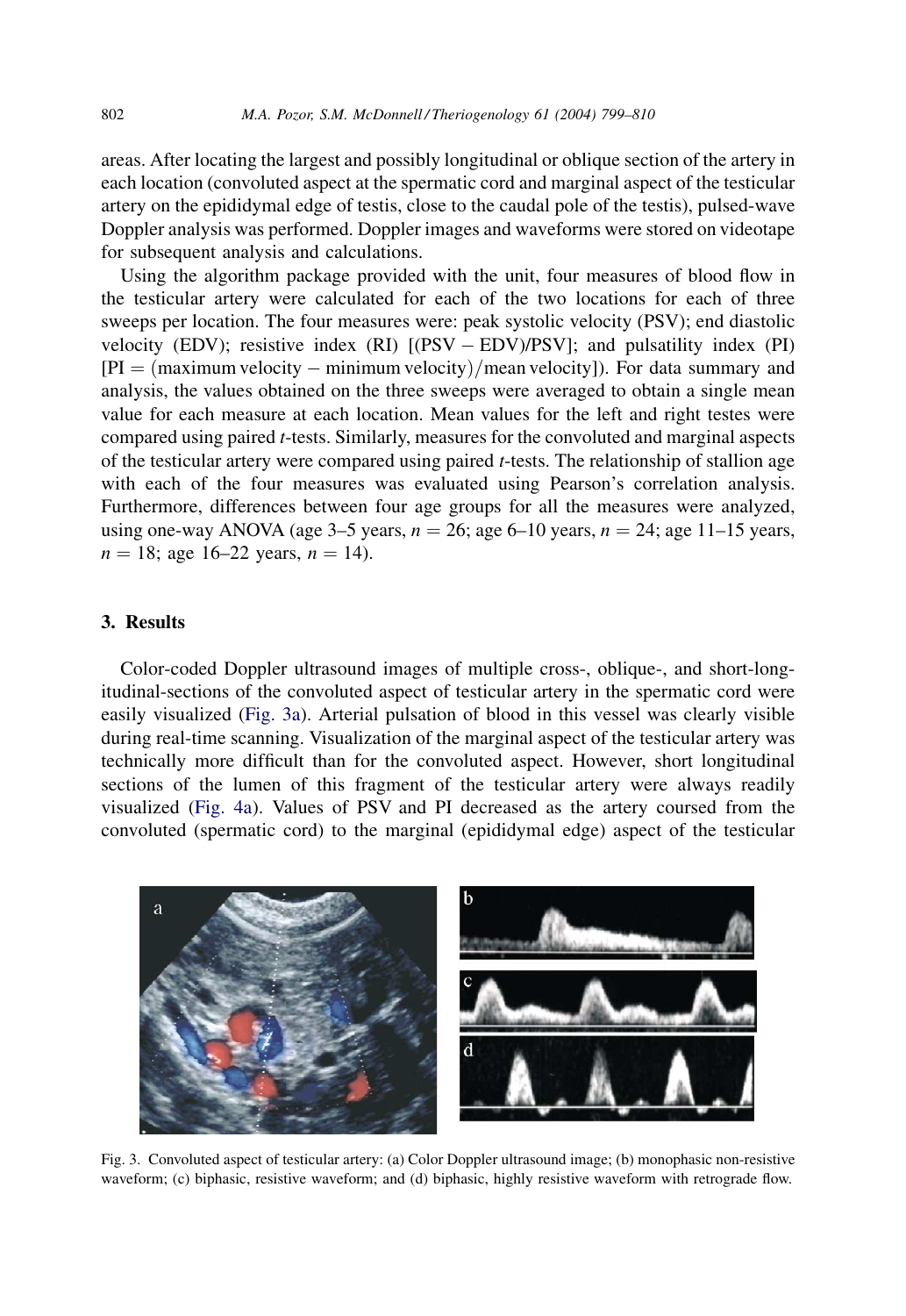areas. After locating the largest and possibly longitudinal or oblique section of the artery in each location (convoluted aspect at the spermatic cord and marginal aspect of the testicular artery on the epididymal edge of testis, close to the caudal pole of the testis), pulsed-wave Doppler analysis was performed. Doppler images and waveforms were stored on videotape for subsequent analysis and calculations.

Using the algorithm package provided with the unit, four measures of blood flow in the testicular artery were calculated for each of the two locations for each of three sweeps per location. The four measures were: peak systolic velocity (PSV); end diastolic velocity (EDV); resistive index (RI) [(PSV − EDV)/PSV]; and pulsatility index (PI) [$\text{PI} = (\text{maximum velocity} - \text{minimum velocity})/\text{mean velocity}$]). For data summary and analysis, the values obtained on the three sweeps were averaged to obtain a single mean value for each measure at each location. Mean values for the left and right testes were compared using paired *t*-tests. Similarly, measures for the convoluted and marginal aspects of the testicular artery were compared using paired *t*-tests. The relationship of stallion age with each of the four measures was evaluated using Pearson's correlation analysis. Furthermore, differences between four age groups for all the measures were analyzed, using one-way ANOVA (age 3–5 years, $n = 26$; age 6–10 years, $n = 24$; age 11–15 years, $n = 18$; age 16–22 years, $n = 14$).

## 3. Results

Color-coded Doppler ultrasound images of multiple cross-, oblique-, and short-longitudinal-sections of the convoluted aspect of testicular artery in the spermatic cord were easily visualized (Fig. 3a). Arterial pulsation of blood in this vessel was clearly visible during real-time scanning. Visualization of the marginal aspect of the testicular artery was technically more difficult than for the convoluted aspect. However, short longitudinal sections of the lumen of this fragment of the testicular artery were always readily visualized (Fig. 4a). Values of PSV and PI decreased as the artery coursed from the convoluted (spermatic cord) to the marginal (epididymal edge) aspect of the testicular

Fig. 3. Convoluted aspect of testicular artery: (a) Color Doppler ultrasound image; (b) monophasic non-resistive waveform; (c) biphasic, resistive waveform; and (d) biphasic, highly resistive waveform with retrograde flow.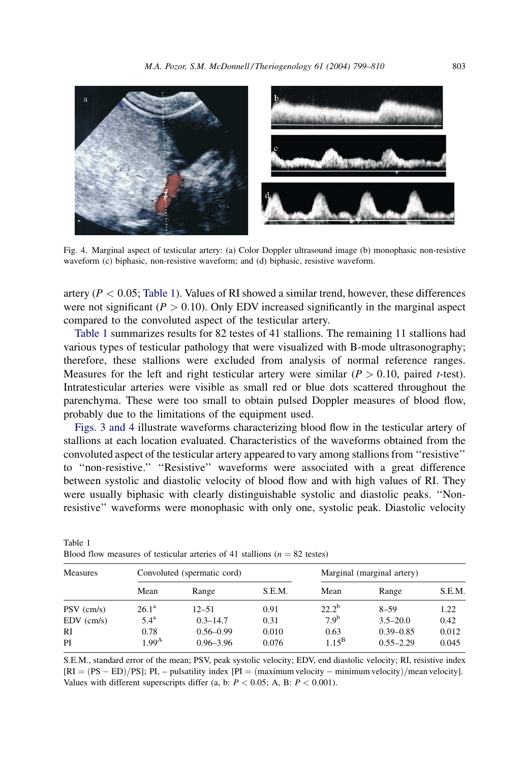Fig. 4. Marginal aspect of testicular artery: (a) Color Doppler ultrasound image (b) monophasic non-resistive waveform (c) biphasic, non-resistive waveform; and (d) biphasic, resistive waveform.

artery ($P < 0.05$; Table 1). Values of RI showed a similar trend, however, these differences were not significant ($P > 0.10$). Only EDV increased significantly in the marginal aspect compared to the convoluted aspect of the testicular artery.

Table 1 summarizes results for 82 testes of 41 stallions. The remaining 11 stallions had various types of testicular pathology that were visualized with B-mode ultrasonography; therefore, these stallions were excluded from analysis of normal reference ranges. Measures for the left and right testicular artery were similar ($P > 0.10$, paired $t$-test). Intratesticular arteries were visible as small red or blue dots scattered throughout the parenchyma. These were too small to obtain pulsed Doppler measures of blood flow, probably due to the limitations of the equipment used.

Figs. 3 and 4 illustrate waveforms characterizing blood flow in the testicular artery of stallions at each location evaluated. Characteristics of the waveforms obtained from the convoluted aspect of the testicular artery appeared to vary among stallions from ''resistive'' to ''non-resistive.'' ''Resistive'' waveforms were associated with a great difference between systolic and diastolic velocity of blood flow and with high values of RI. They were usually biphasic with clearly distinguishable systolic and diastolic peaks. ''Non-resistive'' waveforms were monophasic with only one, systolic peak. Diastolic velocity

Table 1
Blood flow measures of testicular arteries of 41 stallions ($n = 82$ testes)

| Measures | Convoluted (spermatic cord) | | | Marginal (marginal artery) | | |
|---|---|---|---|---|---|---|
| | Mean | Range | S.E.M. | Mean | Range | S.E.M. |
| PSV (cm/s) | 26.1[a] | 12–51 | 0.91 | 22.2[b] | 8–59 | 1.22 |
| EDV (cm/s) | 5.4[a] | 0.3–14.7 | 0.31 | 7.9[b] | 3.5–20.0 | 0.42 |
| RI | 0.78 | 0.56–0.99 | 0.010 | 0.63 | 0.39–0.85 | 0.012 |
| PI | 1.99[A] | 0.96–3.96 | 0.076 | 1.15[B] | 0.55–2.29 | 0.045 |

S.E.M., standard error of the mean; PSV, peak systolic velocity; EDV, end diastolic velocity; RI, resistive index [RI = (PS − ED)/PS]; PI, – pulsatility index [PI = (maximum velocity − minimum velocity)/mean velocity]. Values with different superscripts differ (a, b: $P < 0.05$; A, B: $P < 0.001$).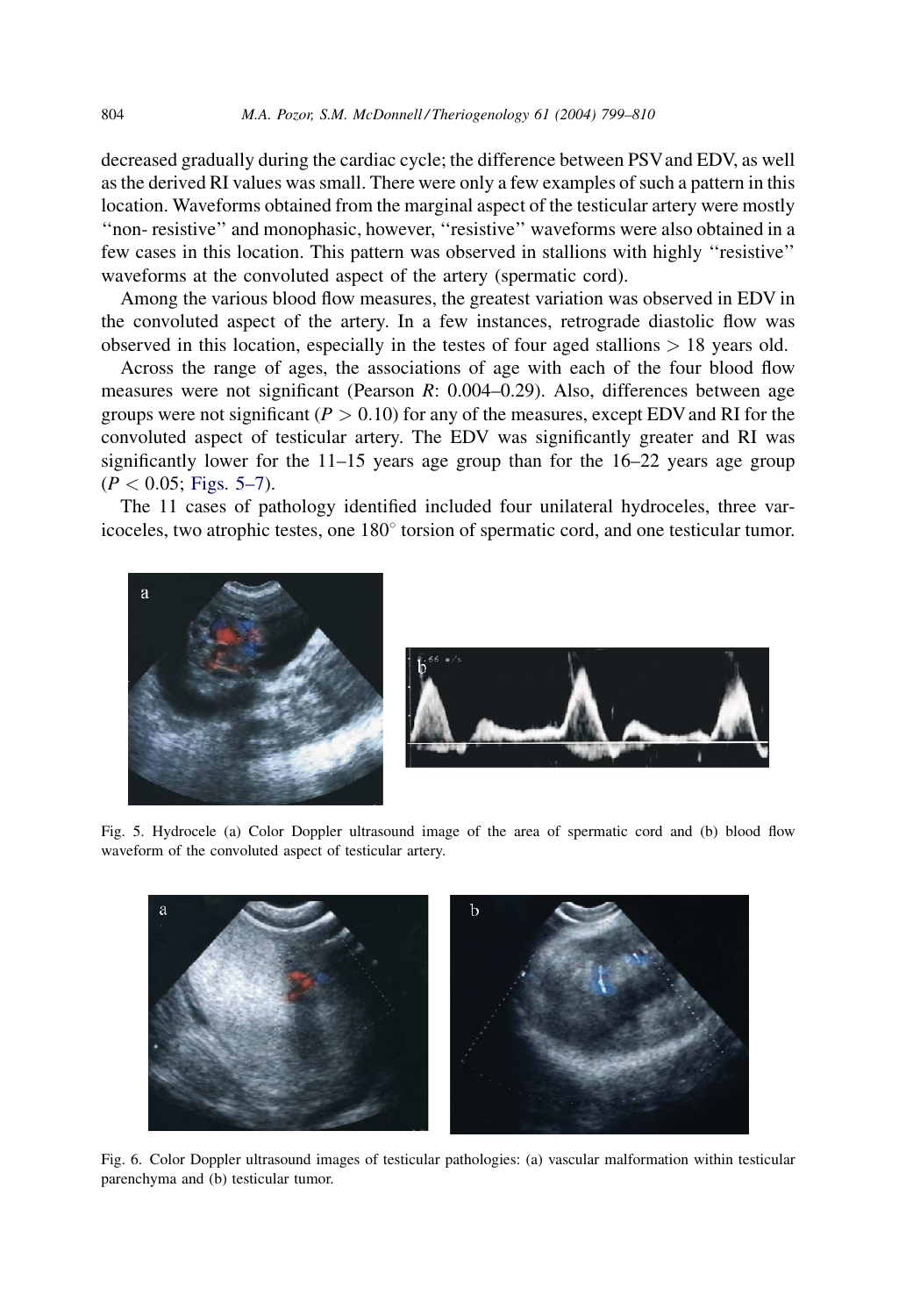decreased gradually during the cardiac cycle; the difference between PSV and EDV, as well as the derived RI values was small. There were only a few examples of such a pattern in this location. Waveforms obtained from the marginal aspect of the testicular artery were mostly ''non- resistive'' and monophasic, however, ''resistive'' waveforms were also obtained in a few cases in this location. This pattern was observed in stallions with highly ''resistive'' waveforms at the convoluted aspect of the artery (spermatic cord).

Among the various blood flow measures, the greatest variation was observed in EDV in the convoluted aspect of the artery. In a few instances, retrograde diastolic flow was observed in this location, especially in the testes of four aged stallions $> 18$ years old.

Across the range of ages, the associations of age with each of the four blood flow measures were not significant (Pearson $R$: 0.004–0.29). Also, differences between age groups were not significant ($P > 0.10$) for any of the measures, except EDV and RI for the convoluted aspect of testicular artery. The EDV was significantly greater and RI was significantly lower for the 11–15 years age group than for the 16–22 years age group ($P < 0.05$; Figs. 5–7).

The 11 cases of pathology identified included four unilateral hydroceles, three varicoceles, two atrophic testes, one 180° torsion of spermatic cord, and one testicular tumor.

Fig. 5. Hydrocele (a) Color Doppler ultrasound image of the area of spermatic cord and (b) blood flow waveform of the convoluted aspect of testicular artery.

Fig. 6. Color Doppler ultrasound images of testicular pathologies: (a) vascular malformation within testicular parenchyma and (b) testicular tumor.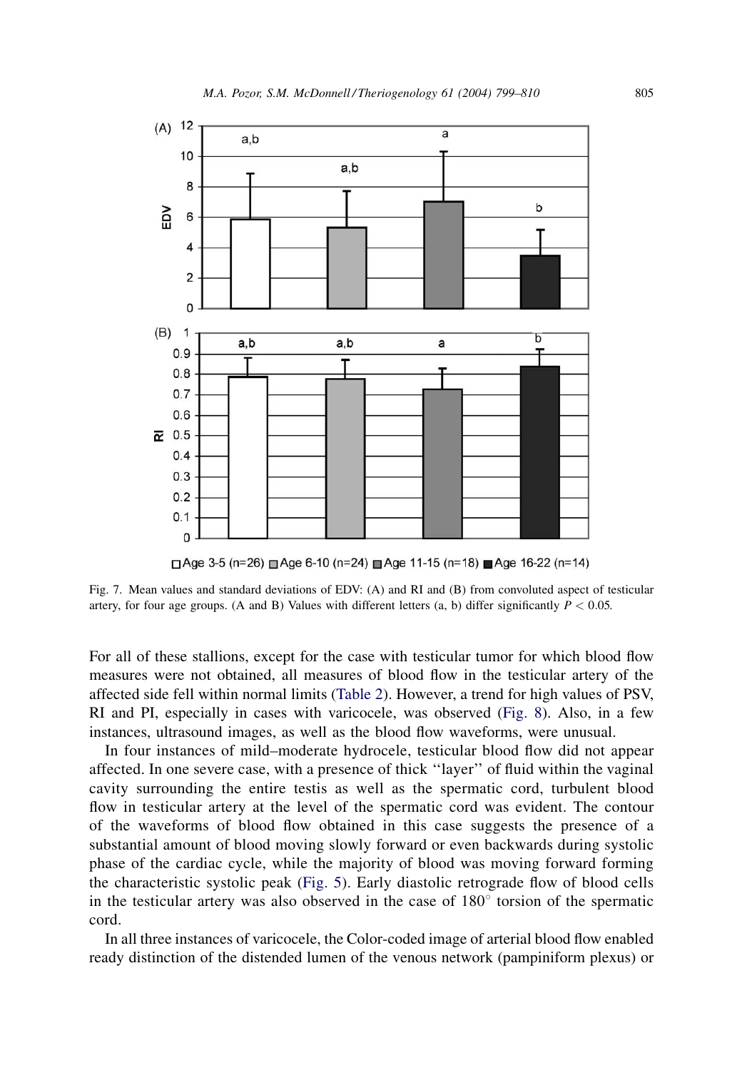Fig. 7. Mean values and standard deviations of EDV: (A) and RI and (B) from convoluted aspect of testicular artery, for four age groups. (A and B) Values with different letters (a, b) differ significantly $P < 0.05$.

For all of these stallions, except for the case with testicular tumor for which blood flow measures were not obtained, all measures of blood flow in the testicular artery of the affected side fell within normal limits (Table 2). However, a trend for high values of PSV, RI and PI, especially in cases with varicocele, was observed (Fig. 8). Also, in a few instances, ultrasound images, as well as the blood flow waveforms, were unusual.

In four instances of mild–moderate hydrocele, testicular blood flow did not appear affected. In one severe case, with a presence of thick ''layer'' of fluid within the vaginal cavity surrounding the entire testis as well as the spermatic cord, turbulent blood flow in testicular artery at the level of the spermatic cord was evident. The contour of the waveforms of blood flow obtained in this case suggests the presence of a substantial amount of blood moving slowly forward or even backwards during systolic phase of the cardiac cycle, while the majority of blood was moving forward forming the characteristic systolic peak (Fig. 5). Early diastolic retrograde flow of blood cells in the testicular artery was also observed in the case of 180° torsion of the spermatic cord.

In all three instances of varicocele, the Color-coded image of arterial blood flow enabled ready distinction of the distended lumen of the venous network (pampiniform plexus) or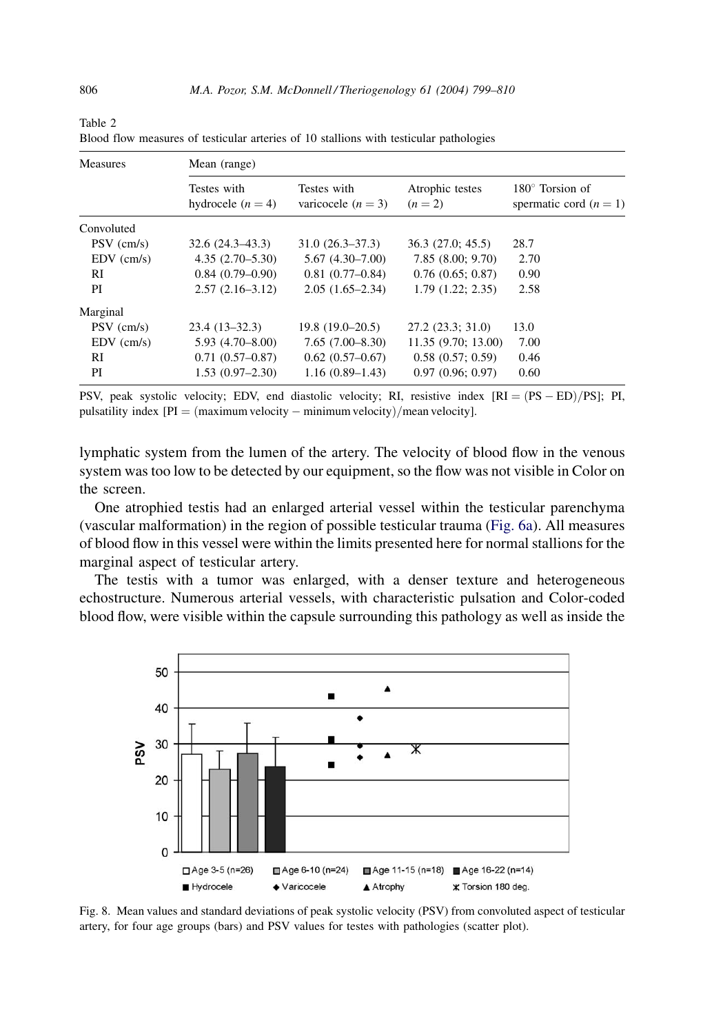Table 2
Blood flow measures of testicular arteries of 10 stallions with testicular pathologies

| Measures | Mean (range) | | | |
|---|---|---|---|---|
| | Testes with hydrocele ($n = 4$) | Testes with varicocele ($n = 3$) | Atrophic testes ($n = 2$) | 180° Torsion of spermatic cord ($n = 1$) |
| Convoluted | | | | |
| PSV (cm/s) | 32.6 (24.3–43.3) | 31.0 (26.3–37.3) | 36.3 (27.0; 45.5) | 28.7 |
| EDV (cm/s) | 4.35 (2.70–5.30) | 5.67 (4.30–7.00) | 7.85 (8.00; 9.70) | 2.70 |
| RI | 0.84 (0.79–0.90) | 0.81 (0.77–0.84) | 0.76 (0.65; 0.87) | 0.90 |
| PI | 2.57 (2.16–3.12) | 2.05 (1.65–2.34) | 1.79 (1.22; 2.35) | 2.58 |
| Marginal | | | | |
| PSV (cm/s) | 23.4 (13–32.3) | 19.8 (19.0–20.5) | 27.2 (23.3; 31.0) | 13.0 |
| EDV (cm/s) | 5.93 (4.70–8.00) | 7.65 (7.00–8.30) | 11.35 (9.70; 13.00) | 7.00 |
| RI | 0.71 (0.57–0.87) | 0.62 (0.57–0.67) | 0.58 (0.57; 0.59) | 0.46 |
| PI | 1.53 (0.97–2.30) | 1.16 (0.89–1.43) | 0.97 (0.96; 0.97) | 0.60 |

PSV, peak systolic velocity; EDV, end diastolic velocity; RI, resistive index [$RI = (PS - ED)/PS$]; PI, pulsatility index [$PI = (\text{maximum velocity} - \text{minimum velocity})/\text{mean velocity}$].

lymphatic system from the lumen of the artery. The velocity of blood flow in the venous system was too low to be detected by our equipment, so the flow was not visible in Color on the screen.

One atrophied testis had an enlarged arterial vessel within the testicular parenchyma (vascular malformation) in the region of possible testicular trauma (Fig. 6a). All measures of blood flow in this vessel were within the limits presented here for normal stallions for the marginal aspect of testicular artery.

The testis with a tumor was enlarged, with a denser texture and heterogeneous echostructure. Numerous arterial vessels, with characteristic pulsation and Color-coded blood flow, were visible within the capsule surrounding this pathology as well as inside the

Fig. 8. Mean values and standard deviations of peak systolic velocity (PSV) from convoluted aspect of testicular artery, for four age groups (bars) and PSV values for testes with pathologies (scatter plot).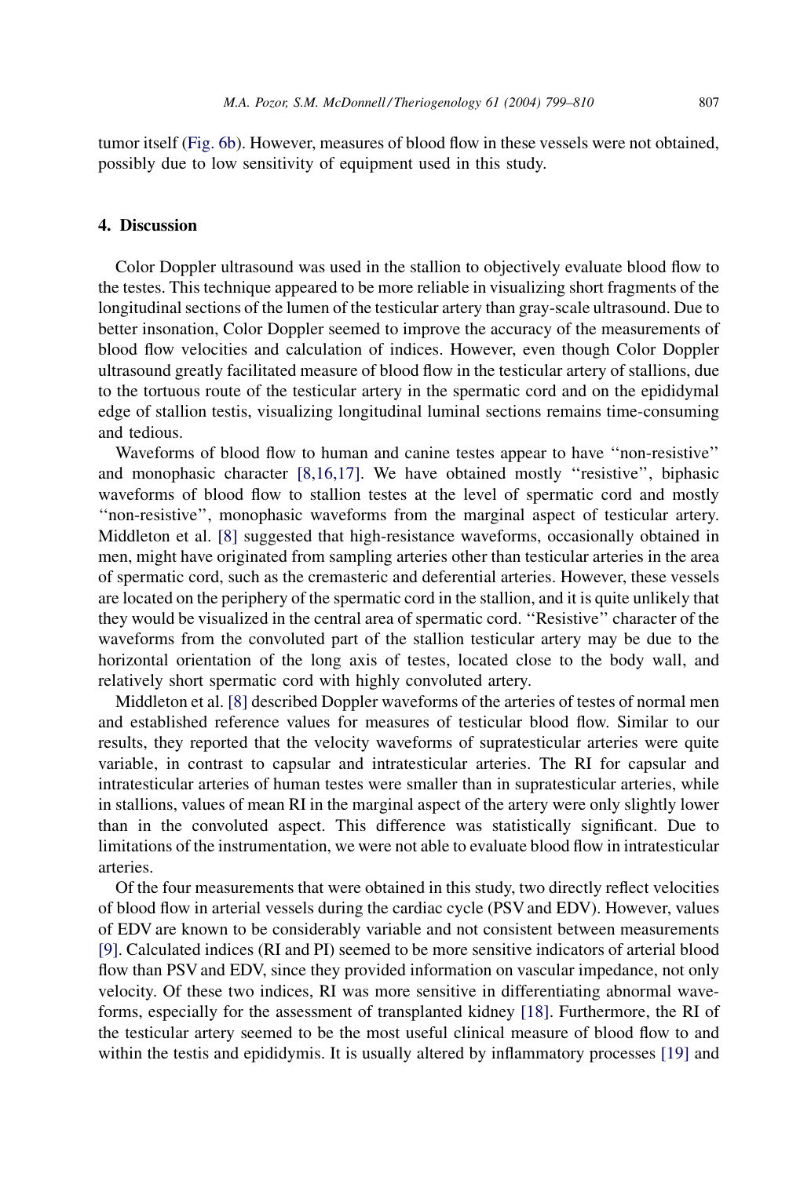tumor itself (Fig. 6b). However, measures of blood flow in these vessels were not obtained, possibly due to low sensitivity of equipment used in this study.

## 4. Discussion

Color Doppler ultrasound was used in the stallion to objectively evaluate blood flow to the testes. This technique appeared to be more reliable in visualizing short fragments of the longitudinal sections of the lumen of the testicular artery than gray-scale ultrasound. Due to better insonation, Color Doppler seemed to improve the accuracy of the measurements of blood flow velocities and calculation of indices. However, even though Color Doppler ultrasound greatly facilitated measure of blood flow in the testicular artery of stallions, due to the tortuous route of the testicular artery in the spermatic cord and on the epididymal edge of stallion testis, visualizing longitudinal luminal sections remains time-consuming and tedious.

Waveforms of blood flow to human and canine testes appear to have ''non-resistive'' and monophasic character [8,16,17]. We have obtained mostly ''resistive'', biphasic waveforms of blood flow to stallion testes at the level of spermatic cord and mostly ''non-resistive'', monophasic waveforms from the marginal aspect of testicular artery. Middleton et al. [8] suggested that high-resistance waveforms, occasionally obtained in men, might have originated from sampling arteries other than testicular arteries in the area of spermatic cord, such as the cremasteric and deferential arteries. However, these vessels are located on the periphery of the spermatic cord in the stallion, and it is quite unlikely that they would be visualized in the central area of spermatic cord. ''Resistive'' character of the waveforms from the convoluted part of the stallion testicular artery may be due to the horizontal orientation of the long axis of testes, located close to the body wall, and relatively short spermatic cord with highly convoluted artery.

Middleton et al. [8] described Doppler waveforms of the arteries of testes of normal men and established reference values for measures of testicular blood flow. Similar to our results, they reported that the velocity waveforms of supratesticular arteries were quite variable, in contrast to capsular and intratesticular arteries. The RI for capsular and intratesticular arteries of human testes were smaller than in supratesticular arteries, while in stallions, values of mean RI in the marginal aspect of the artery were only slightly lower than in the convoluted aspect. This difference was statistically significant. Due to limitations of the instrumentation, we were not able to evaluate blood flow in intratesticular arteries.

Of the four measurements that were obtained in this study, two directly reflect velocities of blood flow in arterial vessels during the cardiac cycle (PSV and EDV). However, values of EDV are known to be considerably variable and not consistent between measurements [9]. Calculated indices (RI and PI) seemed to be more sensitive indicators of arterial blood flow than PSV and EDV, since they provided information on vascular impedance, not only velocity. Of these two indices, RI was more sensitive in differentiating abnormal waveforms, especially for the assessment of transplanted kidney [18]. Furthermore, the RI of the testicular artery seemed to be the most useful clinical measure of blood flow to and within the testis and epididymis. It is usually altered by inflammatory processes [19] and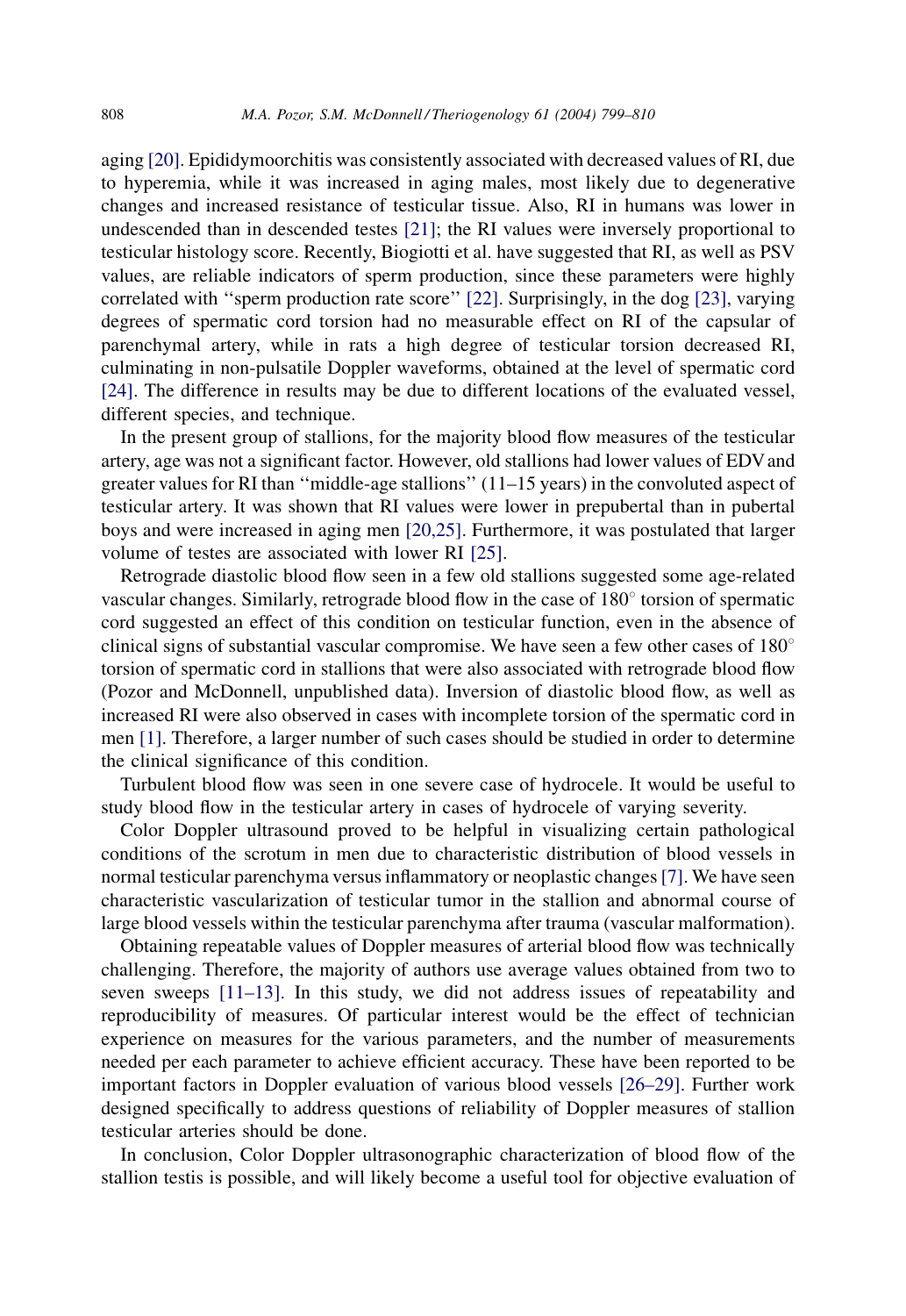aging [20]. Epididymoorchitis was consistently associated with decreased values of RI, due to hyperemia, while it was increased in aging males, most likely due to degenerative changes and increased resistance of testicular tissue. Also, RI in humans was lower in undescended than in descended testes [21]; the RI values were inversely proportional to testicular histology score. Recently, Biogiotti et al. have suggested that RI, as well as PSV values, are reliable indicators of sperm production, since these parameters were highly correlated with ''sperm production rate score'' [22]. Surprisingly, in the dog [23], varying degrees of spermatic cord torsion had no measurable effect on RI of the capsular of parenchymal artery, while in rats a high degree of testicular torsion decreased RI, culminating in non-pulsatile Doppler waveforms, obtained at the level of spermatic cord [24]. The difference in results may be due to different locations of the evaluated vessel, different species, and technique.

In the present group of stallions, for the majority blood flow measures of the testicular artery, age was not a significant factor. However, old stallions had lower values of EDV and greater values for RI than ''middle-age stallions'' (11–15 years) in the convoluted aspect of testicular artery. It was shown that RI values were lower in prepubertal than in pubertal boys and were increased in aging men [20,25]. Furthermore, it was postulated that larger volume of testes are associated with lower RI [25].

Retrograde diastolic blood flow seen in a few old stallions suggested some age-related vascular changes. Similarly, retrograde blood flow in the case of 180° torsion of spermatic cord suggested an effect of this condition on testicular function, even in the absence of clinical signs of substantial vascular compromise. We have seen a few other cases of 180° torsion of spermatic cord in stallions that were also associated with retrograde blood flow (Pozor and McDonnell, unpublished data). Inversion of diastolic blood flow, as well as increased RI were also observed in cases with incomplete torsion of the spermatic cord in men [1]. Therefore, a larger number of such cases should be studied in order to determine the clinical significance of this condition.

Turbulent blood flow was seen in one severe case of hydrocele. It would be useful to study blood flow in the testicular artery in cases of hydrocele of varying severity.

Color Doppler ultrasound proved to be helpful in visualizing certain pathological conditions of the scrotum in men due to characteristic distribution of blood vessels in normal testicular parenchyma versus inflammatory or neoplastic changes [7]. We have seen characteristic vascularization of testicular tumor in the stallion and abnormal course of large blood vessels within the testicular parenchyma after trauma (vascular malformation).

Obtaining repeatable values of Doppler measures of arterial blood flow was technically challenging. Therefore, the majority of authors use average values obtained from two to seven sweeps [11–13]. In this study, we did not address issues of repeatability and reproducibility of measures. Of particular interest would be the effect of technician experience on measures for the various parameters, and the number of measurements needed per each parameter to achieve efficient accuracy. These have been reported to be important factors in Doppler evaluation of various blood vessels [26–29]. Further work designed specifically to address questions of reliability of Doppler measures of stallion testicular arteries should be done.

In conclusion, Color Doppler ultrasonographic characterization of blood flow of the stallion testis is possible, and will likely become a useful tool for objective evaluation of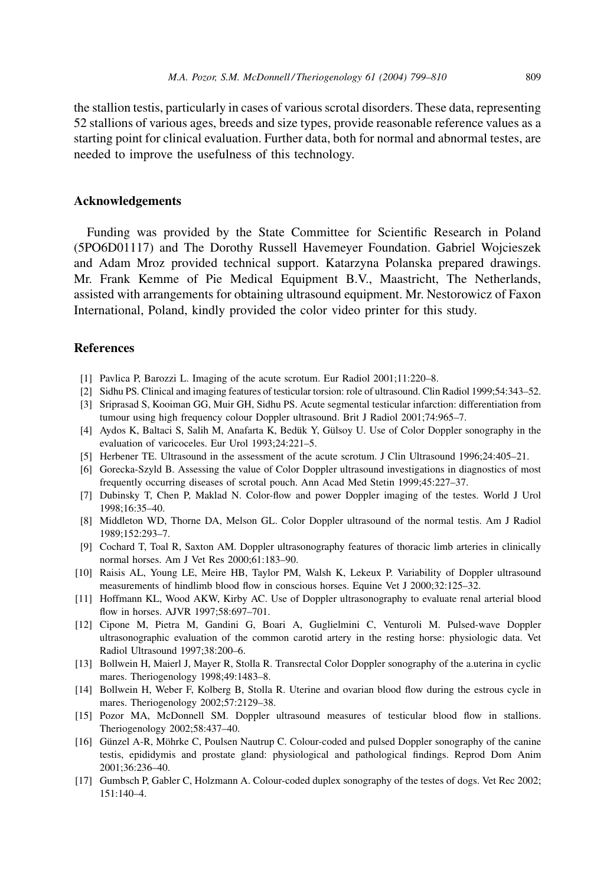the stallion testis, particularly in cases of various scrotal disorders. These data, representing 52 stallions of various ages, breeds and size types, provide reasonable reference values as a starting point for clinical evaluation. Further data, both for normal and abnormal testes, are needed to improve the usefulness of this technology.

## Acknowledgements

Funding was provided by the State Committee for Scientific Research in Poland (5PO6D01117) and The Dorothy Russell Havemeyer Foundation. Gabriel Wojcieszek and Adam Mroz provided technical support. Katarzyna Polanska prepared drawings. Mr. Frank Kemme of Pie Medical Equipment B.V., Maastricht, The Netherlands, assisted with arrangements for obtaining ultrasound equipment. Mr. Nestorowicz of Faxon International, Poland, kindly provided the color video printer for this study.

## References

[1] Pavlica P, Barozzi L. Imaging of the acute scrotum. Eur Radiol 2001;11:220–8.

[2] Sidhu PS. Clinical and imaging features of testicular torsion: role of ultrasound. Clin Radiol 1999;54:343–52.

[3] Sriprasad S, Kooiman GG, Muir GH, Sidhu PS. Acute segmental testicular infarction: differentiation from tumour using high frequency colour Doppler ultrasound. Brit J Radiol 2001;74:965–7.

[4] Aydos K, Baltaci S, Salih M, Anafarta K, Bedük Y, Gülsoy U. Use of Color Doppler sonography in the evaluation of varicoceles. Eur Urol 1993;24:221–5.

[5] Herbener TE. Ultrasound in the assessment of the acute scrotum. J Clin Ultrasound 1996;24:405–21.

[6] Gorecka-Szyld B. Assessing the value of Color Doppler ultrasound investigations in diagnostics of most frequently occurring diseases of scrotal pouch. Ann Acad Med Stetin 1999;45:227–37.

[7] Dubinsky T, Chen P, Maklad N. Color-flow and power Doppler imaging of the testes. World J Urol 1998;16:35–40.

[8] Middleton WD, Thorne DA, Melson GL. Color Doppler ultrasound of the normal testis. Am J Radiol 1989;152:293–7.

[9] Cochard T, Toal R, Saxton AM. Doppler ultrasonography features of thoracic limb arteries in clinically normal horses. Am J Vet Res 2000;61:183–90.

[10] Raisis AL, Young LE, Meire HB, Taylor PM, Walsh K, Lekeux P. Variability of Doppler ultrasound measurements of hindlimb blood flow in conscious horses. Equine Vet J 2000;32:125–32.

[11] Hoffmann KL, Wood AKW, Kirby AC. Use of Doppler ultrasonography to evaluate renal arterial blood flow in horses. AJVR 1997;58:697–701.

[12] Cipone M, Pietra M, Gandini G, Boari A, Guglielmini C, Venturoli M. Pulsed-wave Doppler ultrasonographic evaluation of the common carotid artery in the resting horse: physiologic data. Vet Radiol Ultrasound 1997;38:200–6.

[13] Bollwein H, Maierl J, Mayer R, Stolla R. Transrectal Color Doppler sonography of the a.uterina in cyclic mares. Theriogenology 1998;49:1483–8.

[14] Bollwein H, Weber F, Kolberg B, Stolla R. Uterine and ovarian blood flow during the estrous cycle in mares. Theriogenology 2002;57:2129–38.

[15] Pozor MA, McDonnell SM. Doppler ultrasound measures of testicular blood flow in stallions. Theriogenology 2002;58:437–40.

[16] Günzel A-R, Möhrke C, Poulsen Nautrup C. Colour-coded and pulsed Doppler sonography of the canine testis, epididymis and prostate gland: physiological and pathological findings. Reprod Dom Anim 2001;36:236–40.

[17] Gumbsch P, Gabler C, Holzmann A. Colour-coded duplex sonography of the testes of dogs. Vet Rec 2002; 151:140–4.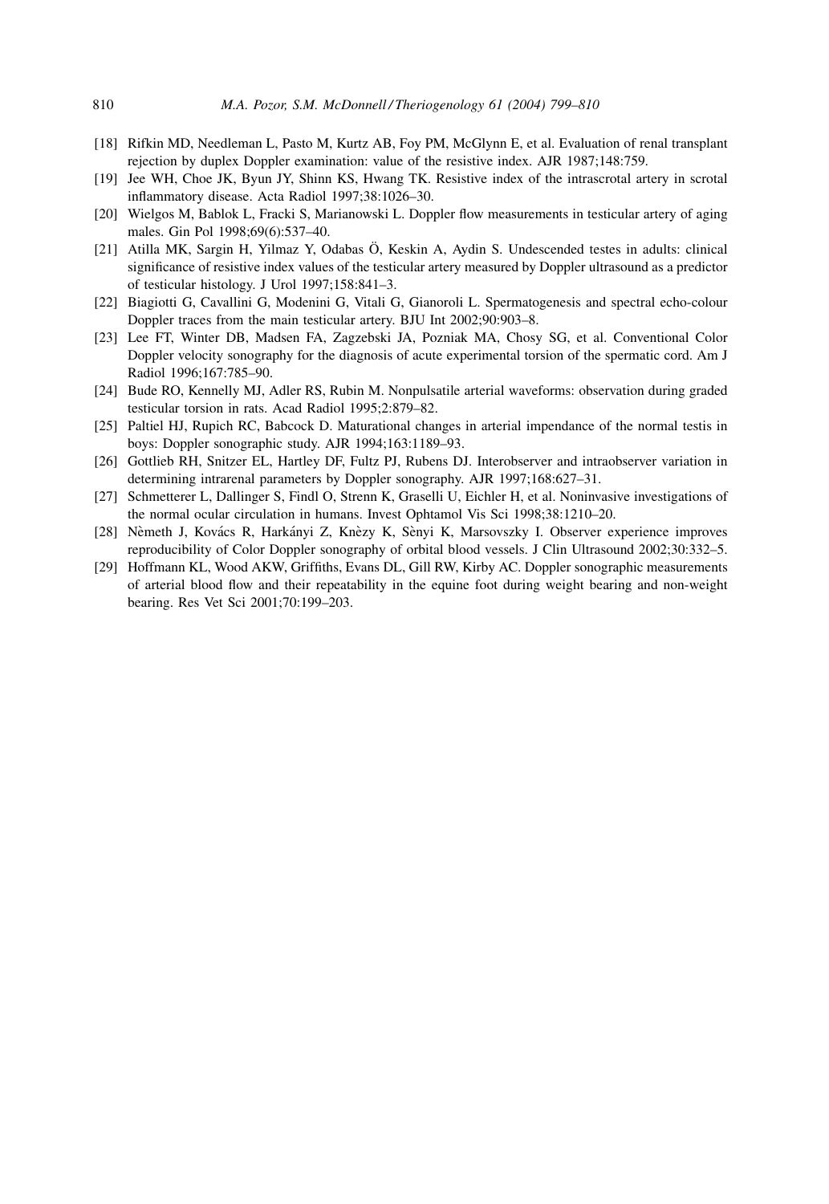[18] Rifkin MD, Needleman L, Pasto M, Kurtz AB, Foy PM, McGlynn E, et al. Evaluation of renal transplant rejection by duplex Doppler examination: value of the resistive index. AJR 1987;148:759.

[19] Jee WH, Choe JK, Byun JY, Shinn KS, Hwang TK. Resistive index of the intrascrotal artery in scrotal inflammatory disease. Acta Radiol 1997;38:1026–30.

[20] Wielgos M, Bablok L, Fracki S, Marianowski L. Doppler flow measurements in testicular artery of aging males. Gin Pol 1998;69(6):537–40.

[21] Atilla MK, Sargin H, Yilmaz Y, Odabas Ö, Keskin A, Aydin S. Undescended testes in adults: clinical significance of resistive index values of the testicular artery measured by Doppler ultrasound as a predictor of testicular histology. J Urol 1997;158:841–3.

[22] Biagiotti G, Cavallini G, Modenini G, Vitali G, Gianoroli L. Spermatogenesis and spectral echo-colour Doppler traces from the main testicular artery. BJU Int 2002;90:903–8.

[23] Lee FT, Winter DB, Madsen FA, Zagzebski JA, Pozniak MA, Chosy SG, et al. Conventional Color Doppler velocity sonography for the diagnosis of acute experimental torsion of the spermatic cord. Am J Radiol 1996;167:785–90.

[24] Bude RO, Kennelly MJ, Adler RS, Rubin M. Nonpulsatile arterial waveforms: observation during graded testicular torsion in rats. Acad Radiol 1995;2:879–82.

[25] Paltiel HJ, Rupich RC, Babcock D. Maturational changes in arterial impendance of the normal testis in boys: Doppler sonographic study. AJR 1994;163:1189–93.

[26] Gottlieb RH, Snitzer EL, Hartley DF, Fultz PJ, Rubens DJ. Interobserver and intraobserver variation in determining intrarenal parameters by Doppler sonography. AJR 1997;168:627–31.

[27] Schmetterer L, Dallinger S, Findl O, Strenn K, Graselli U, Eichler H, et al. Noninvasive investigations of the normal ocular circulation in humans. Invest Ophtamol Vis Sci 1998;38:1210–20.

[28] Nèmeth J, Kovács R, Harkányi Z, Knèzy K, Sènyi K, Marsovszky I. Observer experience improves reproducibility of Color Doppler sonography of orbital blood vessels. J Clin Ultrasound 2002;30:332–5.

[29] Hoffmann KL, Wood AKW, Griffiths, Evans DL, Gill RW, Kirby AC. Doppler sonographic measurements of arterial blood flow and their repeatability in the equine foot during weight bearing and non-weight bearing. Res Vet Sci 2001;70:199–203.